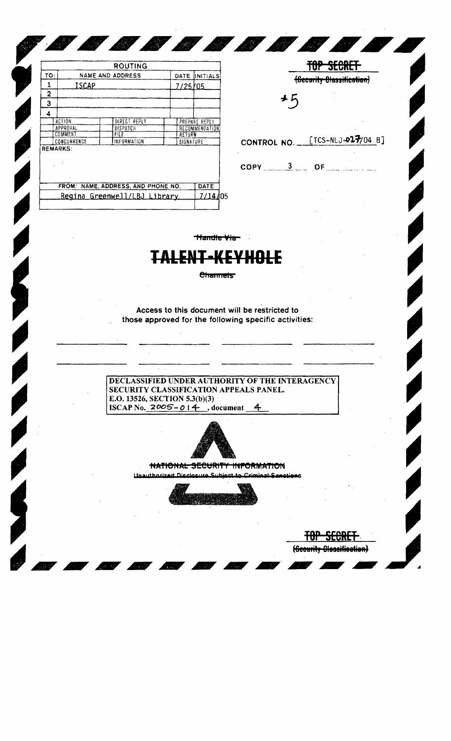| | ROUTING | | |
|---|---|---|---|
| TO: | NAME AND ADDRESS | DATE | INITIALS |
| 1 | ISCAP | 7/25/05 | |
| 2 | | | |
| 3 | | | |
| 4 | | | |

| | | |
|---|---|---|
| ACTION | DIRECT REPLY | PREPARE REPLY |
| APPROVAL | DISPATCH | RECOMMENDATION |
| COMMENT | FILE | RETURN |
| CONCURRENCE | INFORMATION | SIGNATURE |

REMARKS:

| FROM: NAME, ADDRESS, AND PHONE NO. | DATE |
|---|---|
| Regina Greenwell/LBJ Library | 7/14/05 |

~~TOP SECRET~~

~~(Security Classification)~~

#5

CONTROL NO. [TCS-NLJ-027/04 B]

COPY 3 OF

~~Handle Via~~

# ~~TALENT-KEYHOLE~~

~~Channels~~

Access to this document will be restricted to those approved for the following specific activities:

**DECLASSIFIED UNDER AUTHORITY OF THE INTERAGENCY SECURITY CLASSIFICATION APPEALS PANEL.**
**E.O. 13526, SECTION 5.3(b)(3)**
**ISCAP No. 2005-014, document 4**

~~NATIONAL SECURITY INFORMATION~~

~~Unauthorized Disclosure Subject to Criminal Sanctions~~

~~TOP SECRET~~

~~(Security Classification)~~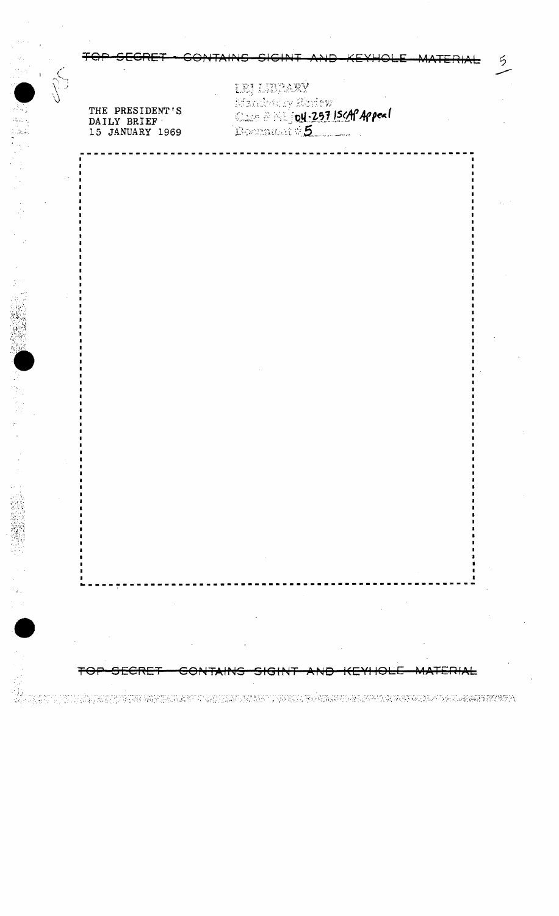TOP SECRET - CONTAINS SIGINT AND KEYHOLE MATERIAL

THE PRESIDENT'S
DAILY BRIEF
15 JANUARY 1969

LBJ LIBRARY
Mandatory Review
Case # NLJ 04-257 ISCAP Appeal
Document # 5

TOP SECRET - CONTAINS SIGINT AND KEYHOLE MATERIAL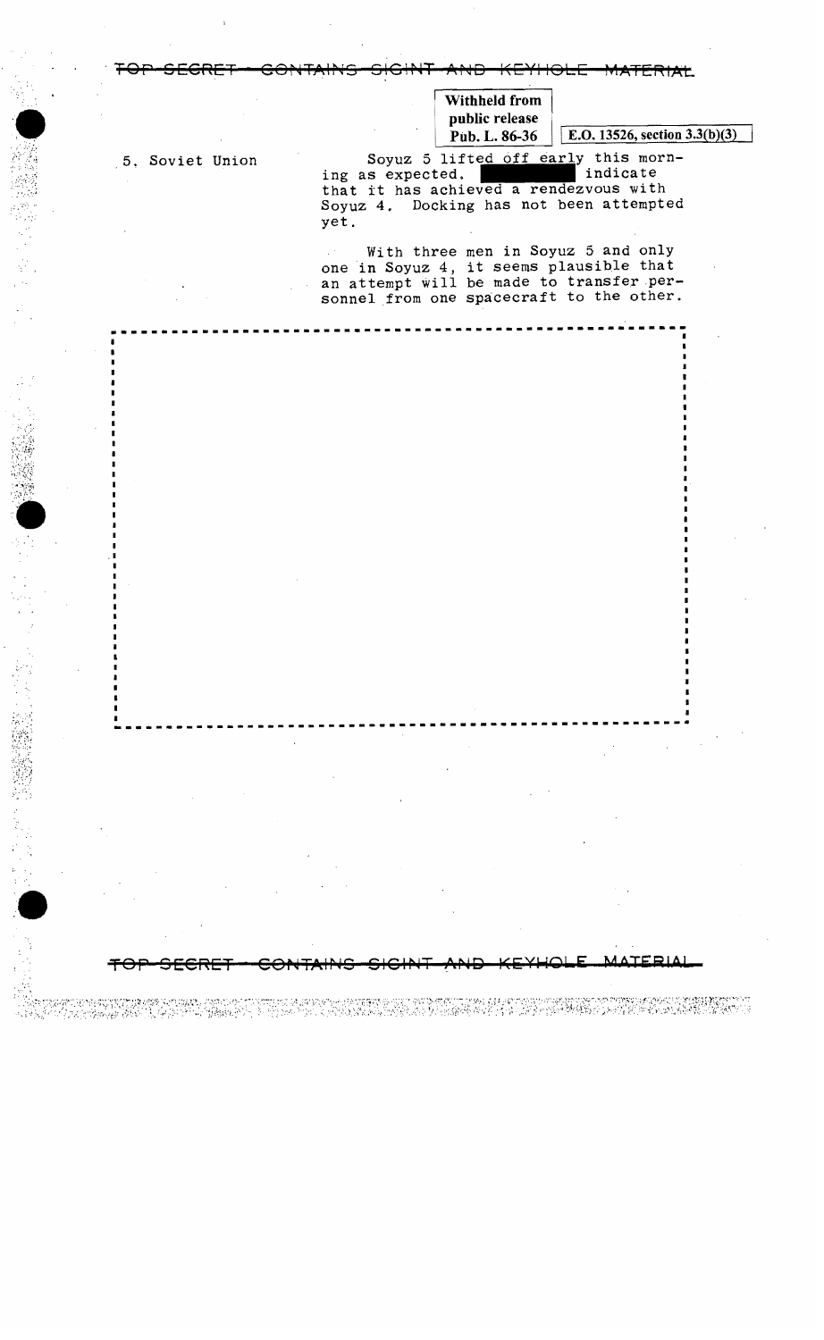~~TOP SECRET - CONTAINS SIGINT AND KEYHOLE MATERIAL~~

Withheld from public release Pub. L. 86-36

E.O. 13526, section 3.3(b)(3)

5. Soviet Union

Soyuz 5 lifted off early this morning as expected. ██████ indicate that it has achieved a rendezvous with Soyuz 4. Docking has not been attempted yet.

With three men in Soyuz 5 and only one in Soyuz 4, it seems plausible that an attempt will be made to transfer personnel from one spacecraft to the other.

~~TOP SECRET - CONTAINS SIGINT AND KEYHOLE MATERIAL~~